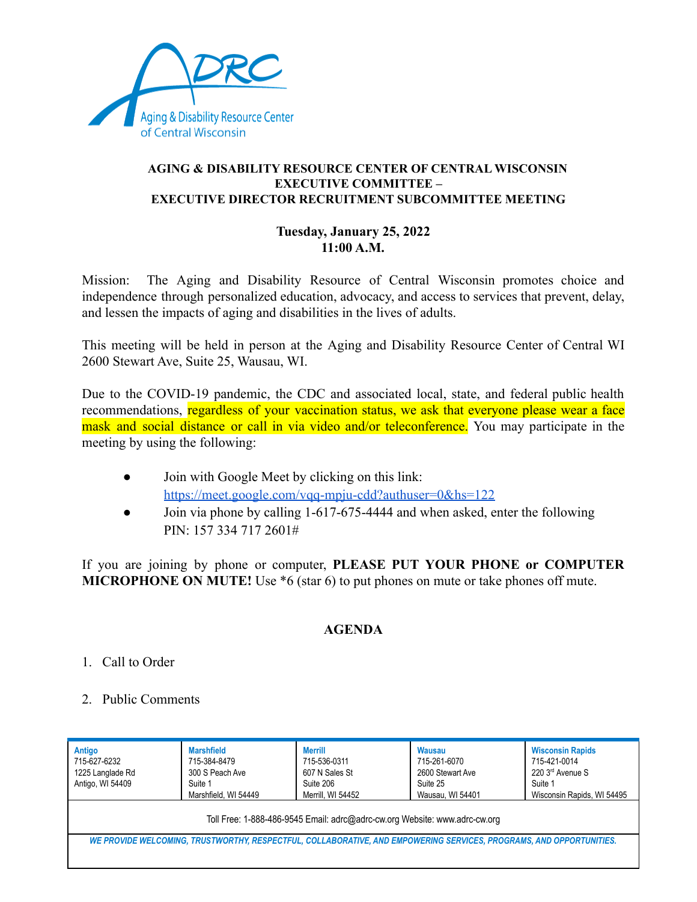**AGING & DISABILITY RESOURCE CENTER OF CENTRAL WISCONSIN**
**EXECUTIVE COMMITTEE –**
**EXECUTIVE DIRECTOR RECRUITMENT SUBCOMMITTEE MEETING**

**Tuesday, January 25, 2022**
**11:00 A.M.**

Mission: The Aging and Disability Resource of Central Wisconsin promotes choice and independence through personalized education, advocacy, and access to services that prevent, delay, and lessen the impacts of aging and disabilities in the lives of adults.

This meeting will be held in person at the Aging and Disability Resource Center of Central WI 2600 Stewart Ave, Suite 25, Wausau, WI.

Due to the COVID-19 pandemic, the CDC and associated local, state, and federal public health recommendations, regardless of your vaccination status, we ask that everyone please wear a face mask and social distance or call in via video and/or teleconference. You may participate in the meeting by using the following:

- Join with Google Meet by clicking on this link: https://meet.google.com/vqq-mpju-cdd?authuser=0&hs=122
- Join via phone by calling 1-617-675-4444 and when asked, enter the following PIN: 157 334 717 2601#

If you are joining by phone or computer, **PLEASE PUT YOUR PHONE or COMPUTER MICROPHONE ON MUTE!** Use *6 (star 6) to put phones on mute or take phones off mute.

## AGENDA

1. Call to Order

2. Public Comments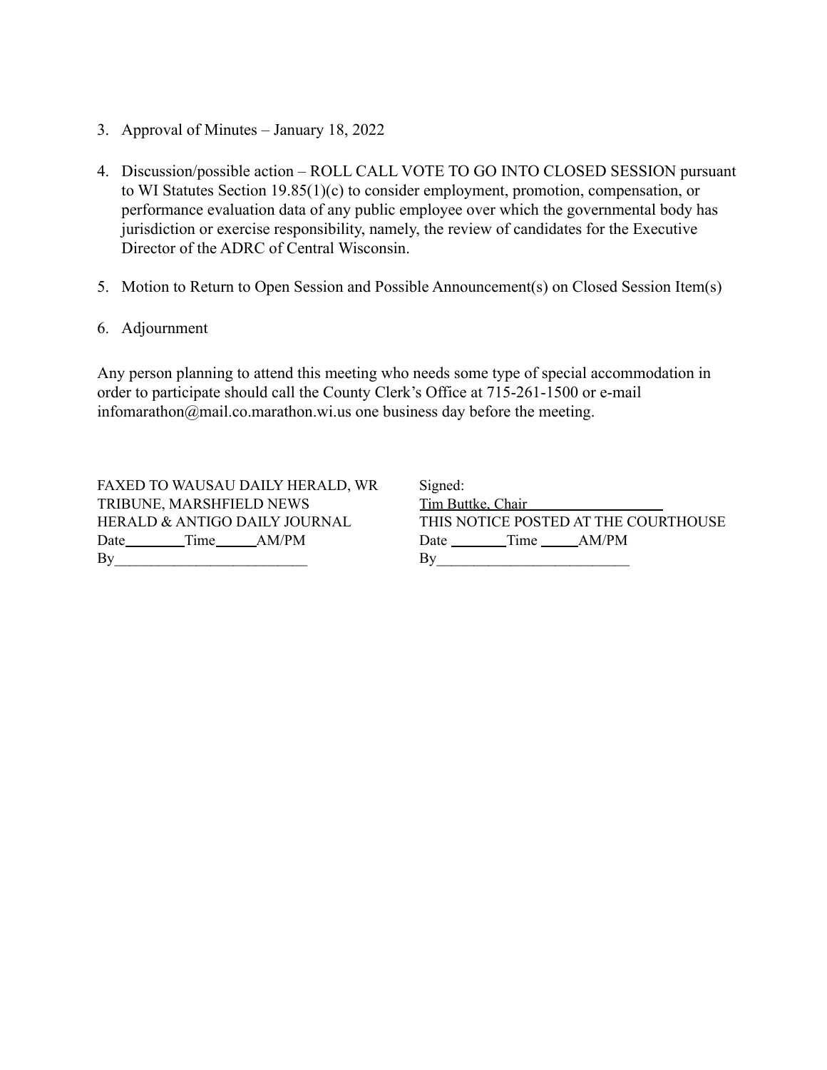3. Approval of Minutes – January 18, 2022

4. Discussion/possible action – ROLL CALL VOTE TO GO INTO CLOSED SESSION pursuant to WI Statutes Section 19.85(1)(c) to consider employment, promotion, compensation, or performance evaluation data of any public employee over which the governmental body has jurisdiction or exercise responsibility, namely, the review of candidates for the Executive Director of the ADRC of Central Wisconsin.

5. Motion to Return to Open Session and Possible Announcement(s) on Closed Session Item(s)

6. Adjournment

Any person planning to attend this meeting who needs some type of special accommodation in order to participate should call the County Clerk's Office at 715-261-1500 or e-mail infomarathon@mail.co.marathon.wi.us one business day before the meeting.

FAXED TO WAUSAU DAILY HERALD, WR TRIBUNE, MARSHFIELD NEWS HERALD & ANTIGO DAILY JOURNAL
Date________Time______AM/PM
By__________________________

Signed:
Tim Buttke, Chair
THIS NOTICE POSTED AT THE COURTHOUSE
Date ________Time ______AM/PM
By__________________________